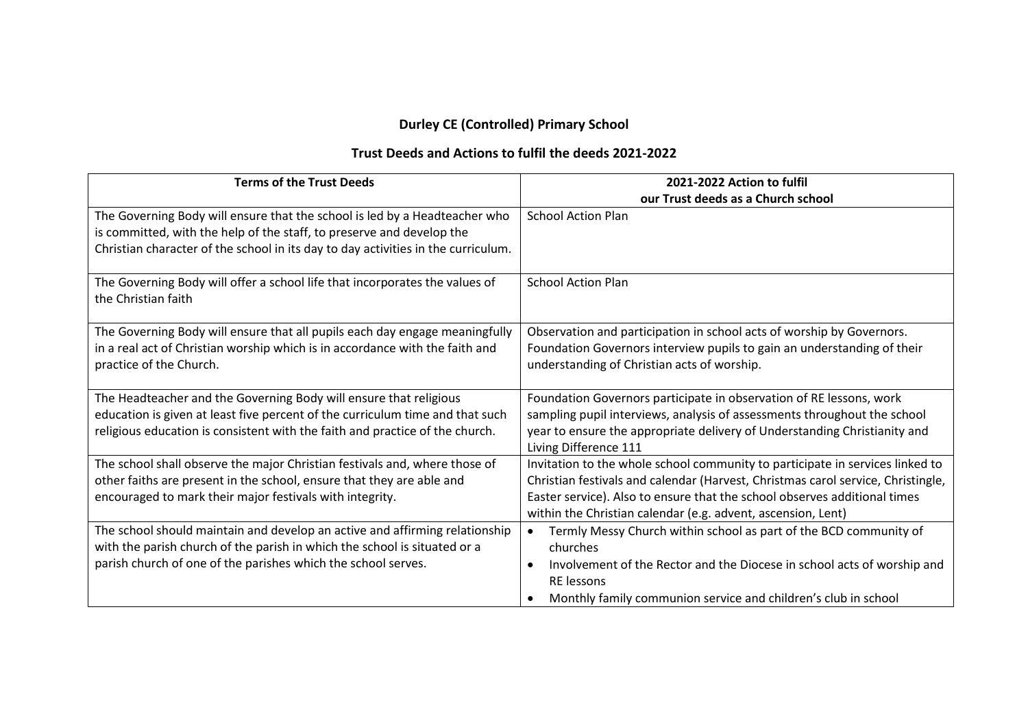# Durley CE (Controlled) Primary School

## Trust Deeds and Actions to fulfil the deeds 2021-2022

| Terms of the Trust Deeds | 2021-2022 Action to fulfil our Trust deeds as a Church school |
|---|---|
| The Governing Body will ensure that the school is led by a Headteacher who is committed, with the help of the staff, to preserve and develop the Christian character of the school in its day to day activities in the curriculum. | School Action Plan |
| The Governing Body will offer a school life that incorporates the values of the Christian faith | School Action Plan |
| The Governing Body will ensure that all pupils each day engage meaningfully in a real act of Christian worship which is in accordance with the faith and practice of the Church. | Observation and participation in school acts of worship by Governors. Foundation Governors interview pupils to gain an understanding of their understanding of Christian acts of worship. |
| The Headteacher and the Governing Body will ensure that religious education is given at least five percent of the curriculum time and that such religious education is consistent with the faith and practice of the church. | Foundation Governors participate in observation of RE lessons, work sampling pupil interviews, analysis of assessments throughout the school year to ensure the appropriate delivery of Understanding Christianity and Living Difference 111 |
| The school shall observe the major Christian festivals and, where those of other faiths are present in the school, ensure that they are able and encouraged to mark their major festivals with integrity. | Invitation to the whole school community to participate in services linked to Christian festivals and calendar (Harvest, Christmas carol service, Christingle, Easter service). Also to ensure that the school observes additional times within the Christian calendar (e.g. advent, ascension, Lent) |
| The school should maintain and develop an active and affirming relationship with the parish church of the parish in which the school is situated or a parish church of one of the parishes which the school serves. | • Termly Messy Church within school as part of the BCD community of churches<br>• Involvement of the Rector and the Diocese in school acts of worship and RE lessons<br>• Monthly family communion service and children's club in school |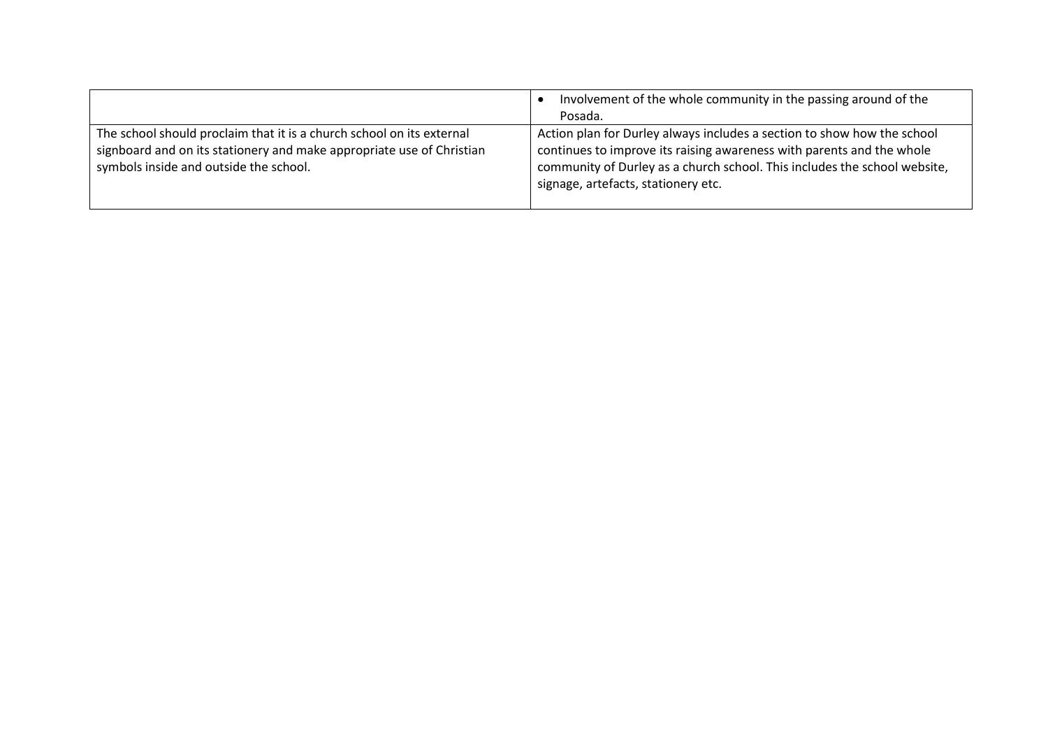| | |
|---|---|
| | • Involvement of the whole community in the passing around of the Posada. |
| The school should proclaim that it is a church school on its external signboard and on its stationery and make appropriate use of Christian symbols inside and outside the school. | Action plan for Durley always includes a section to show how the school continues to improve its raising awareness with parents and the whole community of Durley as a church school. This includes the school website, signage, artefacts, stationery etc. |